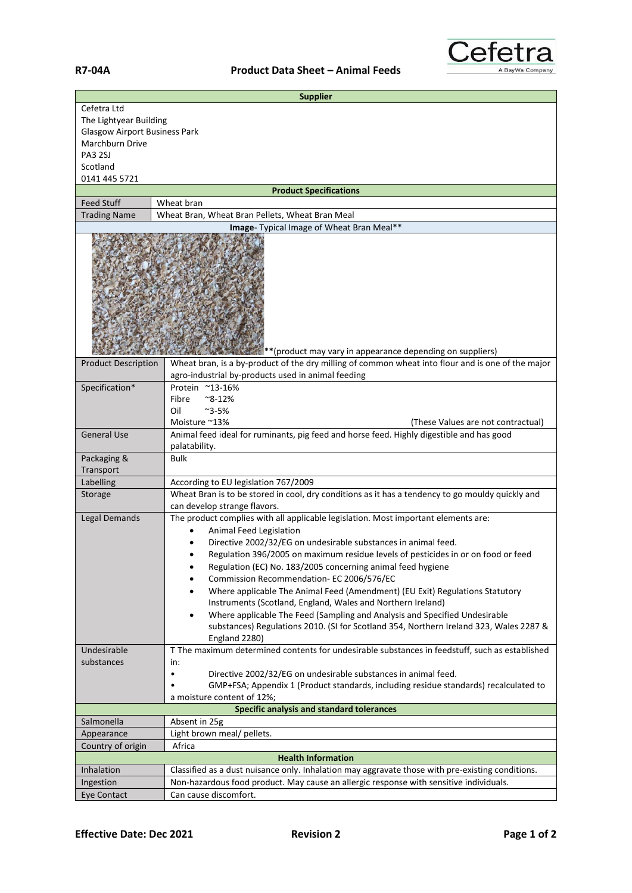**R7-04A** **Product Data Sheet – Animal Feeds**

| Supplier | |
|---|---|
| Cefetra Ltd<br>The Lightyear Building<br>Glasgow Airport Business Park<br>Marchburn Drive<br>PA3 2SJ<br>Scotland<br>0141 445 5721 | |
| **Product Specifications** | |
| Feed Stuff | Wheat bran |
| Trading Name | Wheat Bran, Wheat Bran Pellets, Wheat Bran Meal |
| **Image**- Typical Image of Wheat Bran Meal** | |
| **(product may vary in appearance depending on suppliers) | |
| Product Description | Wheat bran, is a by-product of the dry milling of common wheat into flour and is one of the major agro-industrial by-products used in animal feeding |
| Specification* | Protein ~13-16%<br>Fibre ~8-12%<br>Oil ~3-5%<br>Moisture ~13% (These Values are not contractual) |
| General Use | Animal feed ideal for ruminants, pig feed and horse feed. Highly digestible and has good palatability. |
| Packaging & Transport | Bulk |
| Labelling | According to EU legislation 767/2009 |
| Storage | Wheat Bran is to be stored in cool, dry conditions as it has a tendency to go mouldy quickly and can develop strange flavors. |
| Legal Demands | The product complies with all applicable legislation. Most important elements are:<br>• Animal Feed Legislation<br>• Directive 2002/32/EG on undesirable substances in animal feed.<br>• Regulation 396/2005 on maximum residue levels of pesticides in or on food or feed<br>• Regulation (EC) No. 183/2005 concerning animal feed hygiene<br>• Commission Recommendation- EC 2006/576/EC<br>• Where applicable The Animal Feed (Amendment) (EU Exit) Regulations Statutory Instruments (Scotland, England, Wales and Northern Ireland)<br>• Where applicable The Feed (Sampling and Analysis and Specified Undesirable substances) Regulations 2010. (SI for Scotland 354, Northern Ireland 323, Wales 2287 & England 2280) |
| Undesirable substances | T The maximum determined contents for undesirable substances in feedstuff, such as established in:<br>• Directive 2002/32/EG on undesirable substances in animal feed.<br>• GMP+FSA; Appendix 1 (Product standards, including residue standards) recalculated to a moisture content of 12%; |
| **Specific analysis and standard tolerances** | |
| Salmonella | Absent in 25g |
| Appearance | Light brown meal/ pellets. |
| Country of origin | Africa |
| **Health Information** | |
| Inhalation | Classified as a dust nuisance only. Inhalation may aggravate those with pre-existing conditions. |
| Ingestion | Non-hazardous food product. May cause an allergic response with sensitive individuals. |
| Eye Contact | Can cause discomfort. |

**Effective Date: Dec 2021** **Revision 2**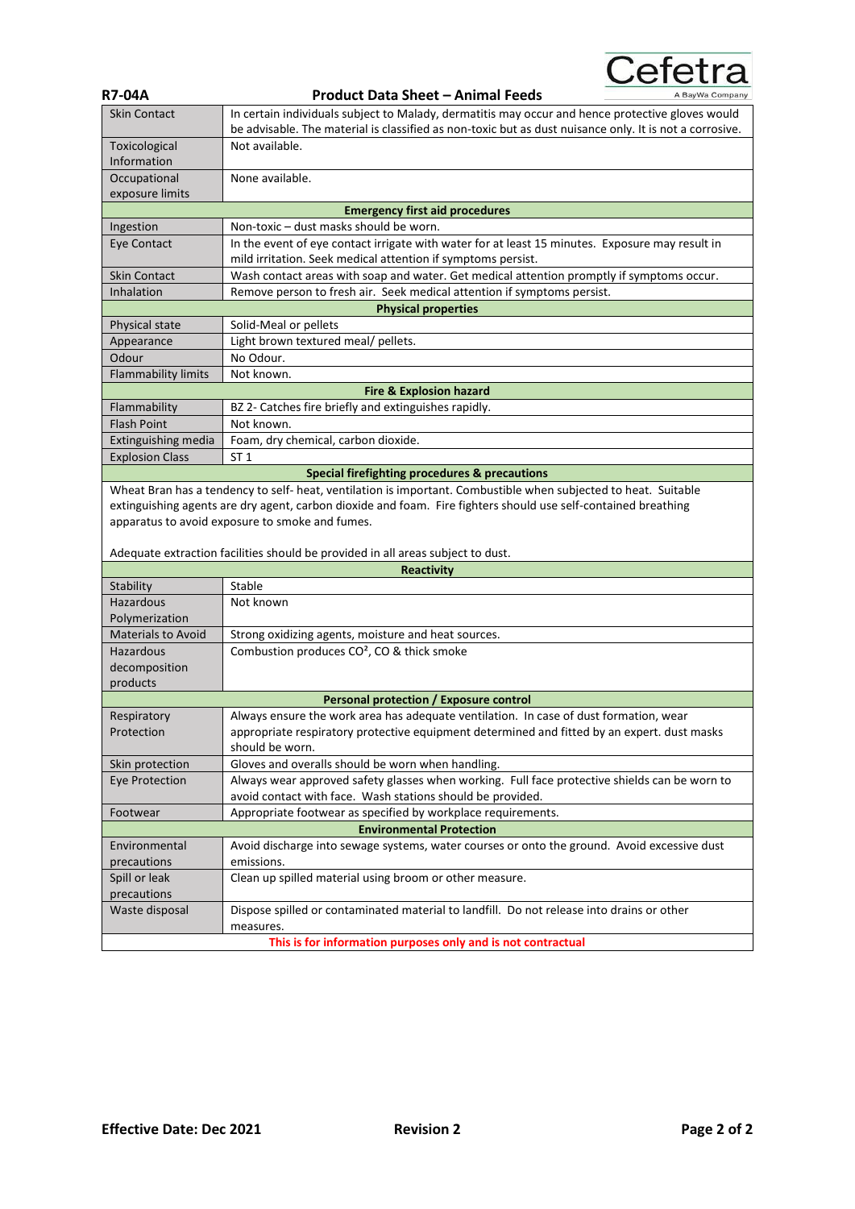| | |
|---|---|
| Skin Contact | In certain individuals subject to Malady, dermatitis may occur and hence protective gloves would be advisable. The material is classified as non-toxic but as dust nuisance only. It is not a corrosive. |
| Toxicological Information | Not available. |
| Occupational exposure limits | None available. |
| **Emergency first aid procedures** | |
| Ingestion | Non-toxic – dust masks should be worn. |
| Eye Contact | In the event of eye contact irrigate with water for at least 15 minutes. Exposure may result in mild irritation. Seek medical attention if symptoms persist. |
| Skin Contact | Wash contact areas with soap and water. Get medical attention promptly if symptoms occur. |
| Inhalation | Remove person to fresh air. Seek medical attention if symptoms persist. |
| **Physical properties** | |
| Physical state | Solid-Meal or pellets |
| Appearance | Light brown textured meal/ pellets. |
| Odour | No Odour. |
| Flammability limits | Not known. |
| **Fire & Explosion hazard** | |
| Flammability | BZ 2- Catches fire briefly and extinguishes rapidly. |
| Flash Point | Not known. |
| Extinguishing media | Foam, dry chemical, carbon dioxide. |
| Explosion Class | ST 1 |
| **Special firefighting procedures & precautions** | |
| Wheat Bran has a tendency to self- heat, ventilation is important. Combustible when subjected to heat. Suitable extinguishing agents are dry agent, carbon dioxide and foam. Fire fighters should use self-contained breathing apparatus to avoid exposure to smoke and fumes.<br><br>Adequate extraction facilities should be provided in all areas subject to dust. | |
| **Reactivity** | |
| Stability | Stable |
| Hazardous Polymerization | Not known |
| Materials to Avoid | Strong oxidizing agents, moisture and heat sources. |
| Hazardous decomposition products | Combustion produces $CO^2$, CO & thick smoke |
| **Personal protection / Exposure control** | |
| Respiratory Protection | Always ensure the work area has adequate ventilation. In case of dust formation, wear appropriate respiratory protective equipment determined and fitted by an expert. dust masks should be worn. |
| Skin protection | Gloves and overalls should be worn when handling. |
| Eye Protection | Always wear approved safety glasses when working. Full face protective shields can be worn to avoid contact with face. Wash stations should be provided. |
| Footwear | Appropriate footwear as specified by workplace requirements. |
| **Environmental Protection** | |
| Environmental precautions | Avoid discharge into sewage systems, water courses or onto the ground. Avoid excessive dust emissions. |
| Spill or leak precautions | Clean up spilled material using broom or other measure. |
| Waste disposal | Dispose spilled or contaminated material to landfill. Do not release into drains or other measures. |
| **This is for information purposes only and is not contractual** | |

**Effective Date: Dec 2021** **Revision 2**